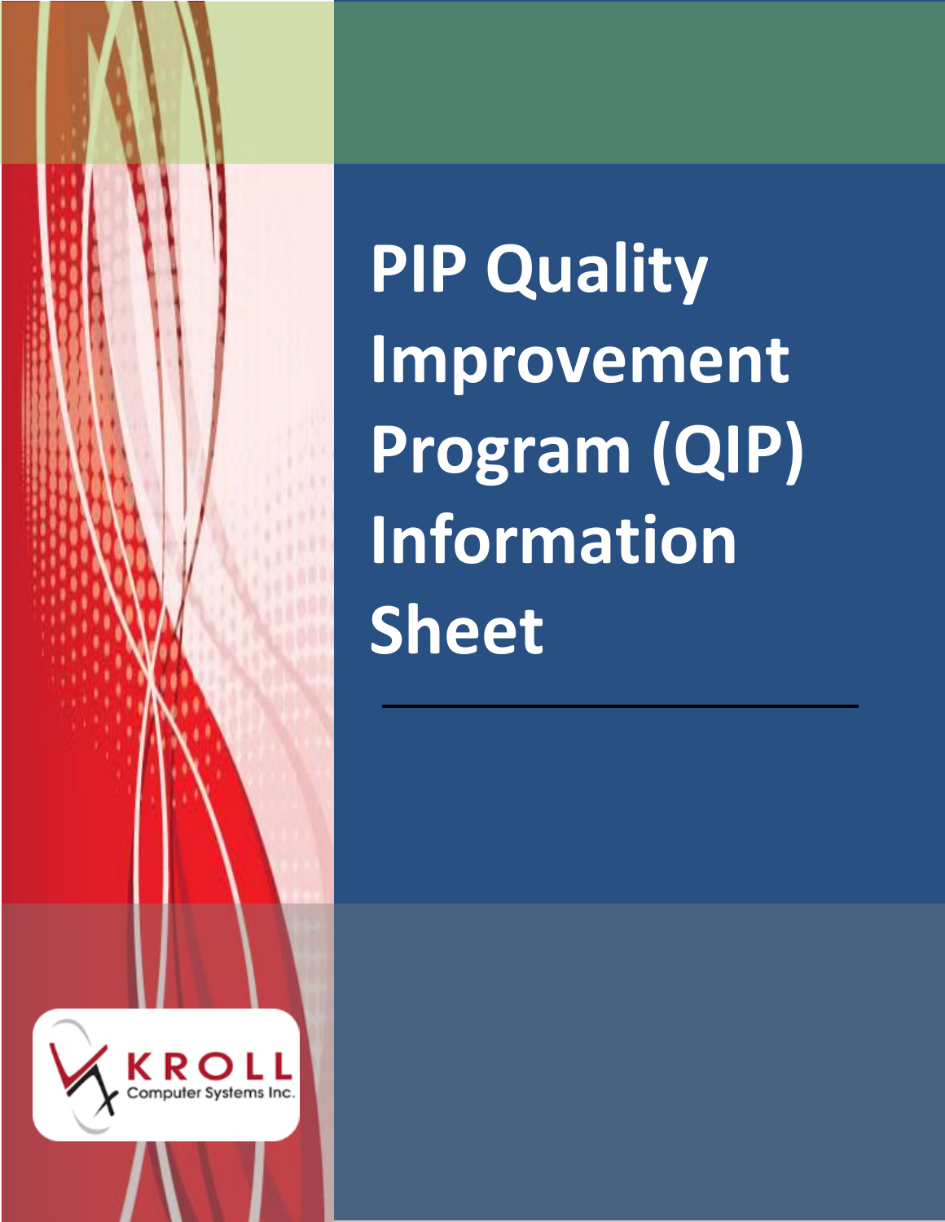# PIP Quality Improvement Program (QIP) Information Sheet

KROLL Computer Systems Inc.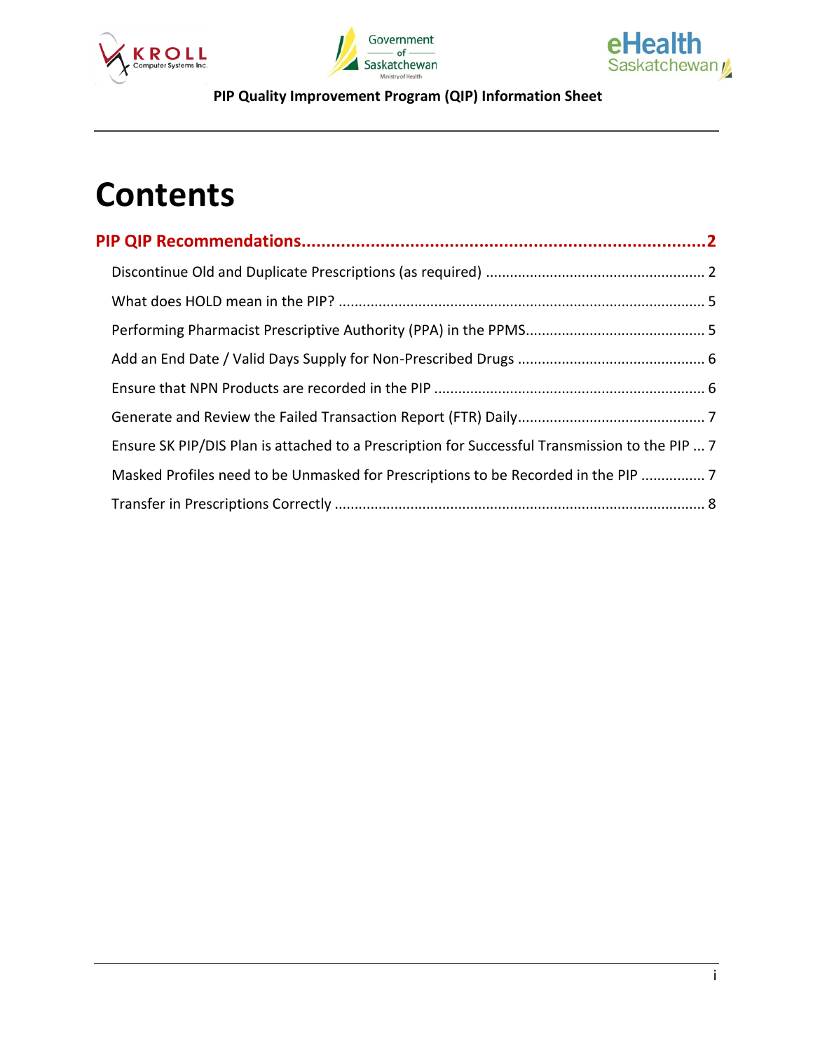# Contents

**PIP QIP Recommendations.............................................................................2**

Discontinue Old and Duplicate Prescriptions (as required) ...................................................... 2

What does HOLD mean in the PIP? .......................................................................................... 5

Performing Pharmacist Prescriptive Authority (PPA) in the PPMS............................................ 5

Add an End Date / Valid Days Supply for Non-Prescribed Drugs ............................................... 6

Ensure that NPN Products are recorded in the PIP .................................................................... 6

Generate and Review the Failed Transaction Report (FTR) Daily.............................................. 7

Ensure SK PIP/DIS Plan is attached to a Prescription for Successful Transmission to the PIP ... 7

Masked Profiles need to be Unmasked for Prescriptions to be Recorded in the PIP ................ 7

Transfer in Prescriptions Correctly ........................................................................................... 8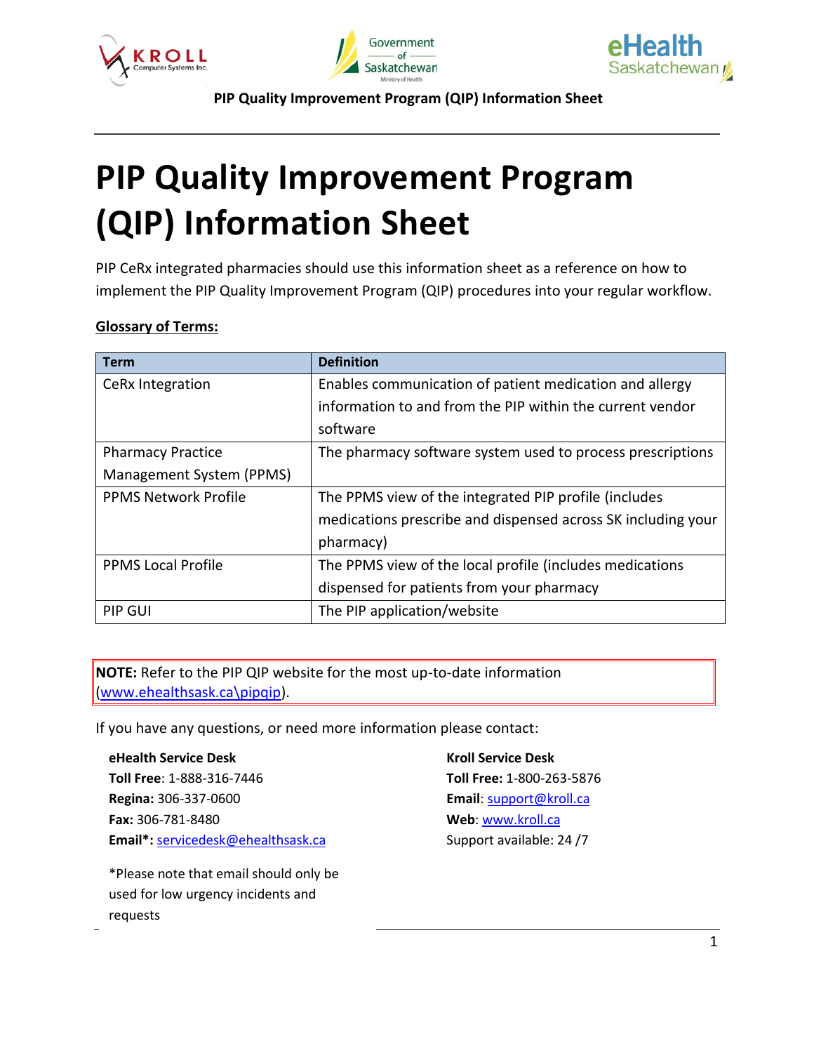# PIP Quality Improvement Program (QIP) Information Sheet

PIP CeRx integrated pharmacies should use this information sheet as a reference on how to implement the PIP Quality Improvement Program (QIP) procedures into your regular workflow.

**Glossary of Terms:**

| Term | Definition |
|---|---|
| CeRx Integration | Enables communication of patient medication and allergy information to and from the PIP within the current vendor software |
| Pharmacy Practice Management System (PPMS) | The pharmacy software system used to process prescriptions |
| PPMS Network Profile | The PPMS view of the integrated PIP profile (includes medications prescribe and dispensed across SK including your pharmacy) |
| PPMS Local Profile | The PPMS view of the local profile (includes medications dispensed for patients from your pharmacy |
| PIP GUI | The PIP application/website |

**NOTE:** Refer to the PIP QIP website for the most up-to-date information (www.ehealthsask.ca\pipqip).

If you have any questions, or need more information please contact:

**eHealth Service Desk**
**Toll Free**: 1-888-316-7446
**Regina:** 306-337-0600
**Fax:** 306-781-8480
**Email*:** servicedesk@ehealthsask.ca

*Please note that email should only be used for low urgency incidents and requests

**Kroll Service Desk**
**Toll Free:** 1-800-263-5876
**Email**: support@kroll.ca
**Web**: www.kroll.ca
Support available: 24 /7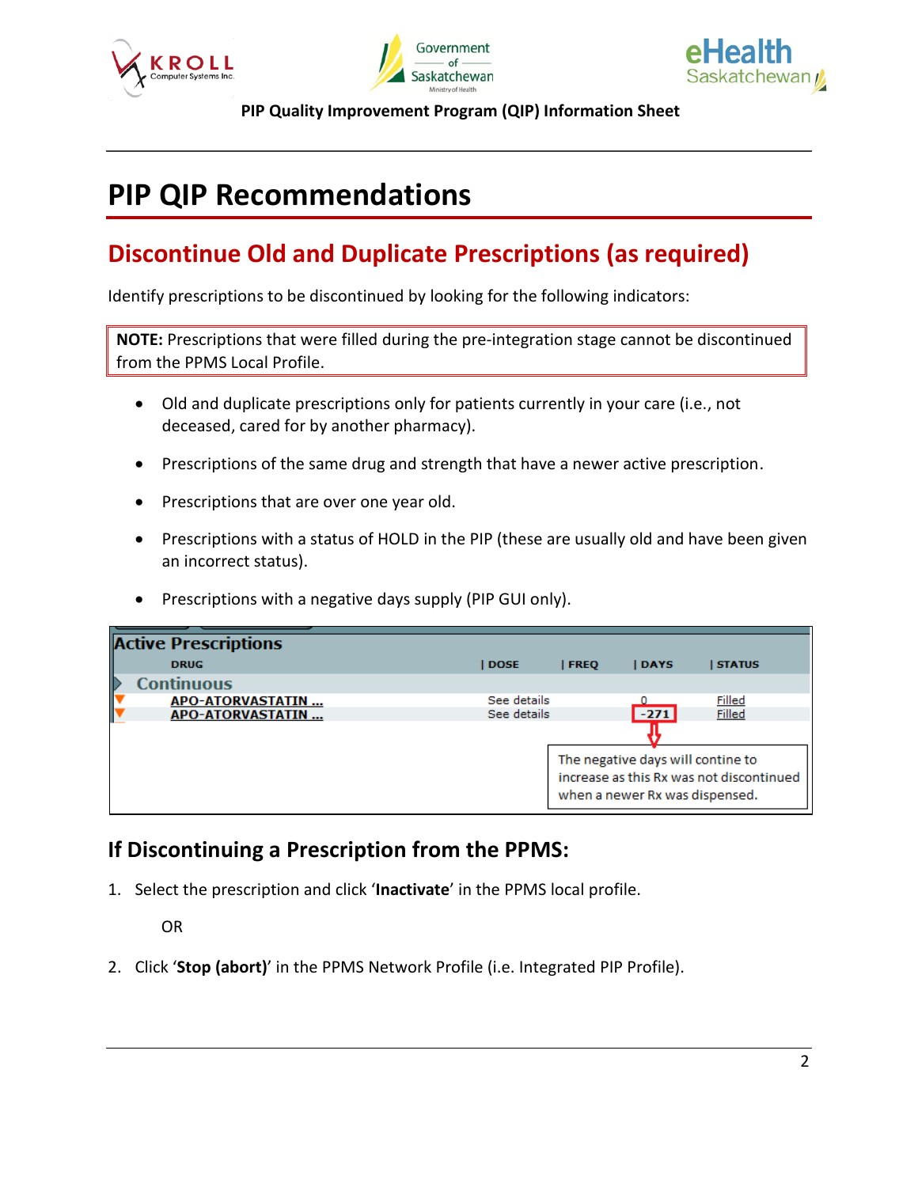# PIP QIP Recommendations

## Discontinue Old and Duplicate Prescriptions (as required)

Identify prescriptions to be discontinued by looking for the following indicators:

**NOTE:** Prescriptions that were filled during the pre-integration stage cannot be discontinued from the PPMS Local Profile.

- Old and duplicate prescriptions only for patients currently in your care (i.e., not deceased, cared for by another pharmacy).
- Prescriptions of the same drug and strength that have a newer active prescription.
- Prescriptions that are over one year old.
- Prescriptions with a status of HOLD in the PIP (these are usually old and have been given an incorrect status).
- Prescriptions with a negative days supply (PIP GUI only).

**Active Prescriptions**

| DRUG | DOSE | FREQ | DAYS | STATUS |
|---|---|---|---|---|
| **Continuous** | | | | |
| APO-ATORVASTATIN ... | See details | | 0 | Filled |
| APO-ATORVASTATIN ... | See details | | -271 | Filled |

The negative days will contine to increase as this Rx was not discontinued when a newer Rx was dispensed.

### If Discontinuing a Prescription from the PPMS:

1. Select the prescription and click '**Inactivate**' in the PPMS local profile.

   OR

2. Click '**Stop (abort)**' in the PPMS Network Profile (i.e. Integrated PIP Profile).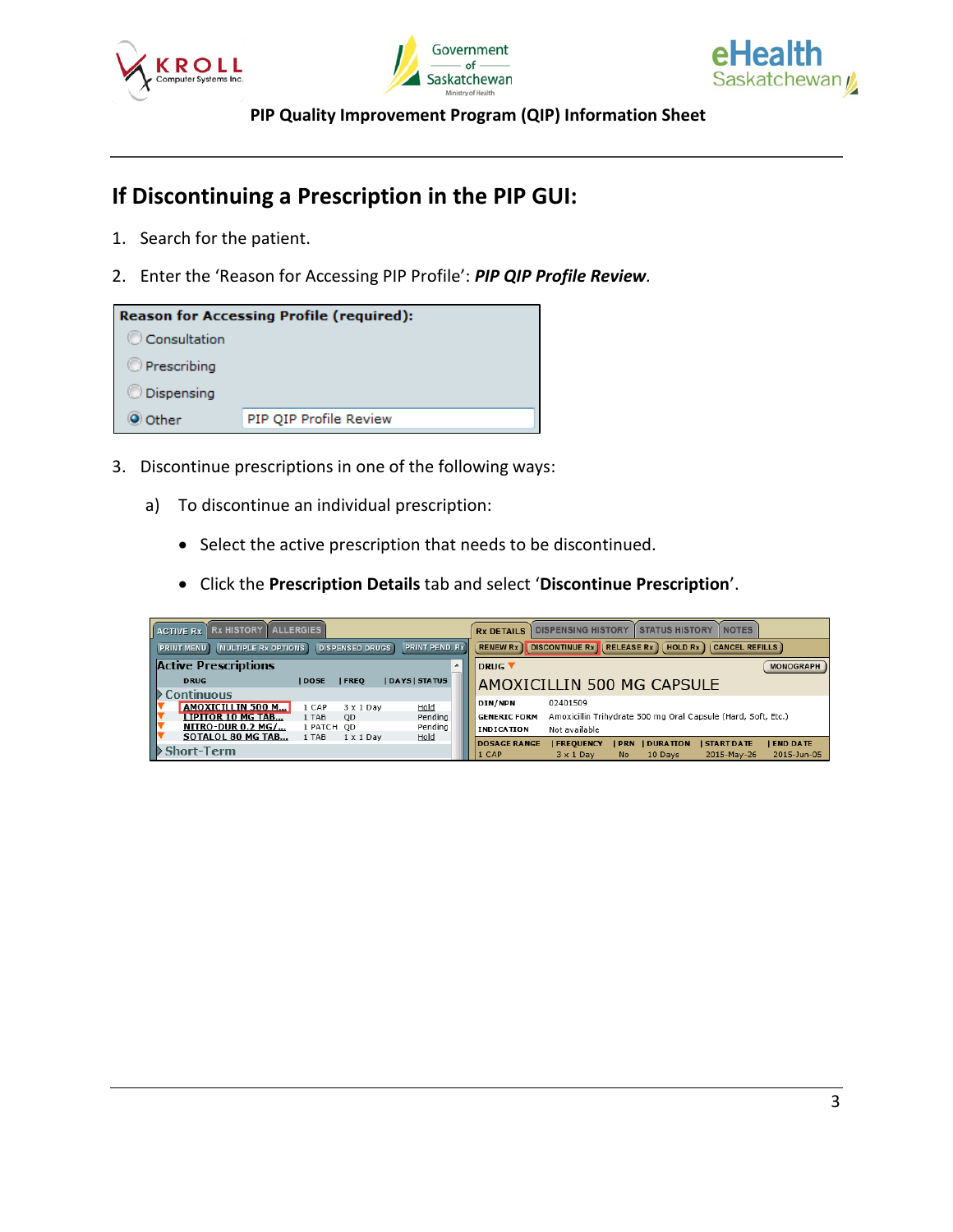## If Discontinuing a Prescription in the PIP GUI:

1. Search for the patient.
2. Enter the 'Reason for Accessing PIP Profile': ***PIP QIP Profile Review***.

3. Discontinue prescriptions in one of the following ways:

   a) To discontinue an individual prescription:

      - Select the active prescription that needs to be discontinued.
      - Click the **Prescription Details** tab and select '**Discontinue Prescription**'.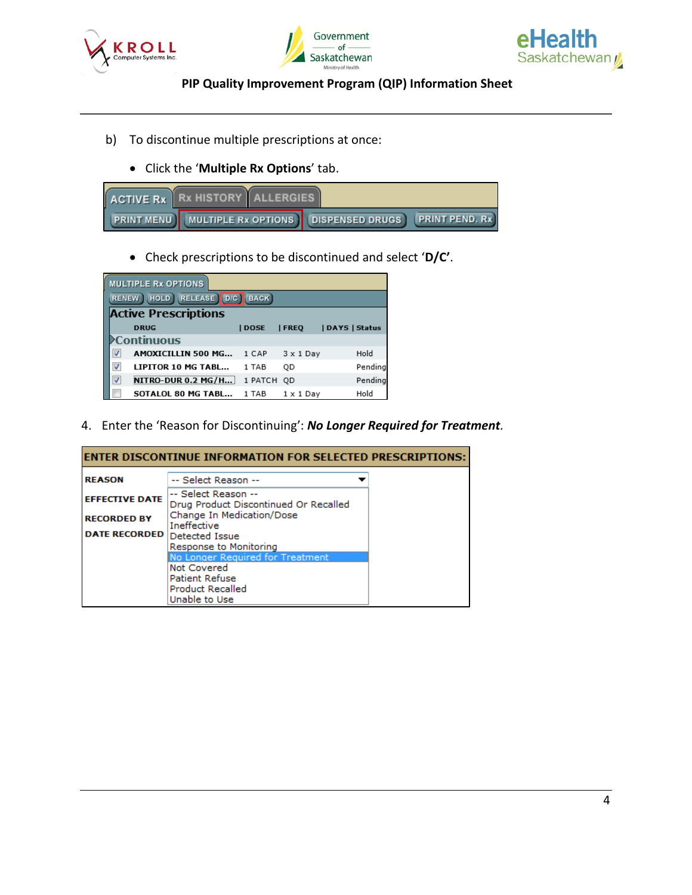b) To discontinue multiple prescriptions at once:

- Click the '**Multiple Rx Options**' tab.

- Check prescriptions to be discontinued and select '**D/C**'.

4. Enter the 'Reason for Discontinuing': ***No Longer Required for Treatment***.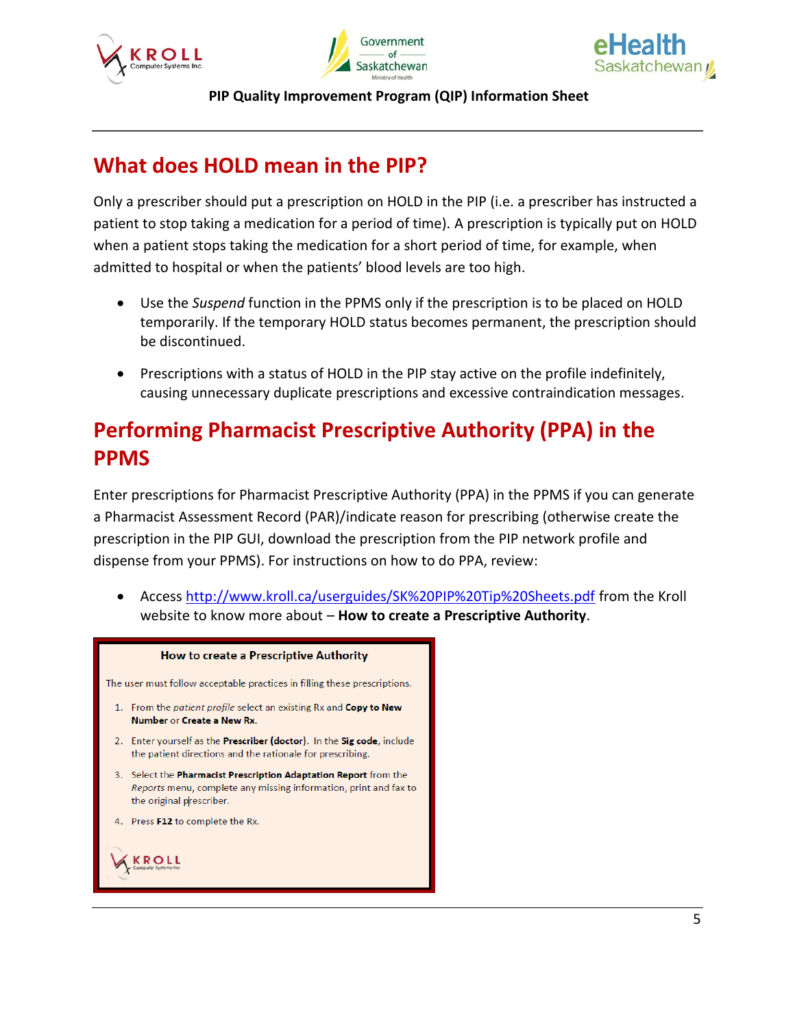## What does HOLD mean in the PIP?

Only a prescriber should put a prescription on HOLD in the PIP (i.e. a prescriber has instructed a patient to stop taking a medication for a period of time). A prescription is typically put on HOLD when a patient stops taking the medication for a short period of time, for example, when admitted to hospital or when the patients' blood levels are too high.

- Use the *Suspend* function in the PPMS only if the prescription is to be placed on HOLD temporarily. If the temporary HOLD status becomes permanent, the prescription should be discontinued.
- Prescriptions with a status of HOLD in the PIP stay active on the profile indefinitely, causing unnecessary duplicate prescriptions and excessive contraindication messages.

## Performing Pharmacist Prescriptive Authority (PPA) in the PPMS

Enter prescriptions for Pharmacist Prescriptive Authority (PPA) in the PPMS if you can generate a Pharmacist Assessment Record (PAR)/indicate reason for prescribing (otherwise create the prescription in the PIP GUI, download the prescription from the PIP network profile and dispense from your PPMS). For instructions on how to do PPA, review:

- Access http://www.kroll.ca/userguides/SK%20PIP%20Tip%20Sheets.pdf from the Kroll website to know more about – **How to create a Prescriptive Authority**.

**How to create a Prescriptive Authority**

The user must follow acceptable practices in filling these prescriptions.

1. From the *patient profile* select an existing Rx and **Copy to New Number** or **Create a New Rx**.
2. Enter yourself as the **Prescriber (doctor)**. In the **Sig code**, include the patient directions and the rationale for prescribing.
3. Select the **Pharmacist Prescription Adaptation Report** from the *Reports* menu, complete any missing information, print and fax to the original prescriber.
4. Press **F12** to complete the Rx.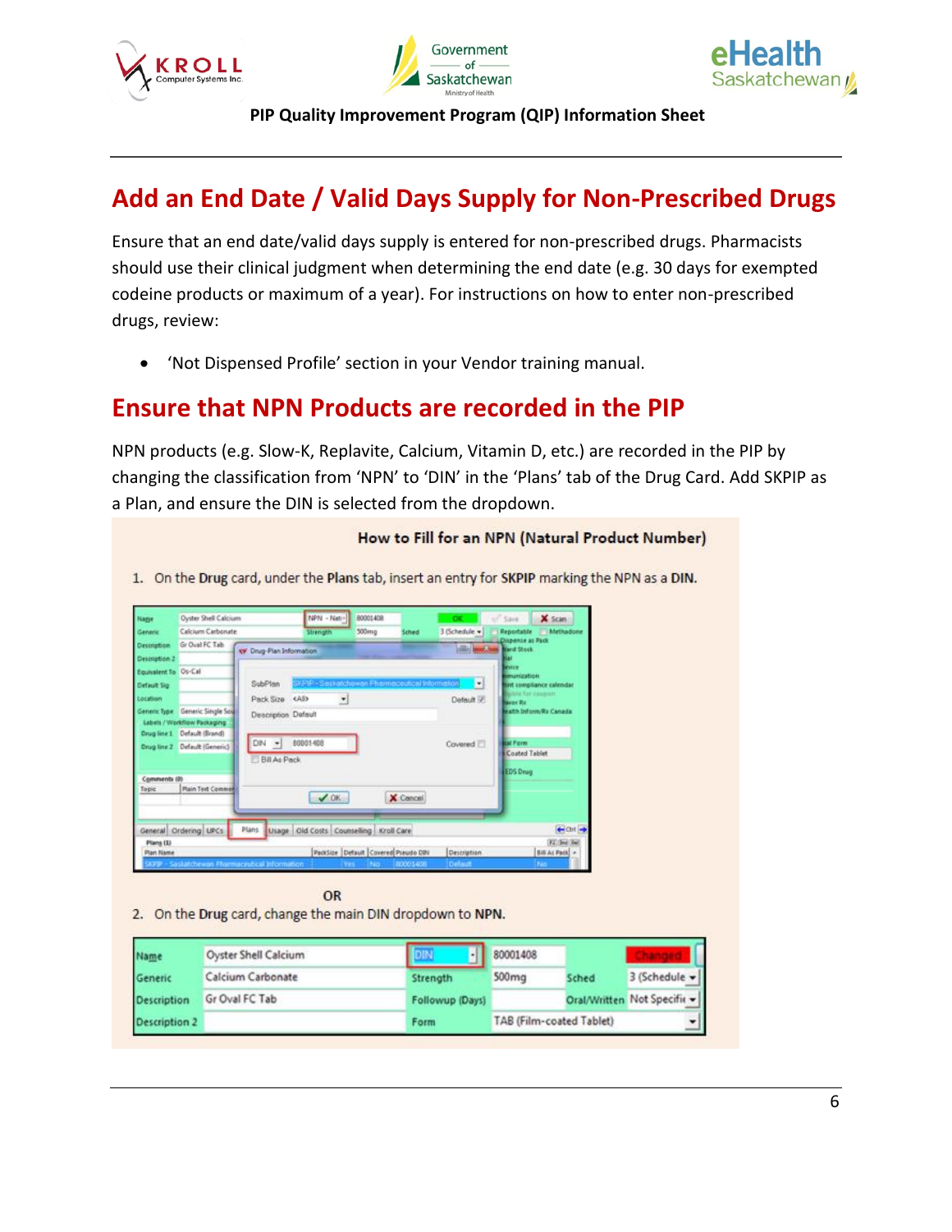## Add an End Date / Valid Days Supply for Non-Prescribed Drugs

Ensure that an end date/valid days supply is entered for non-prescribed drugs. Pharmacists should use their clinical judgment when determining the end date (e.g. 30 days for exempted codeine products or maximum of a year). For instructions on how to enter non-prescribed drugs, review:

- 'Not Dispensed Profile' section in your Vendor training manual.

## Ensure that NPN Products are recorded in the PIP

NPN products (e.g. Slow-K, Replavite, Calcium, Vitamin D, etc.) are recorded in the PIP by changing the classification from 'NPN' to 'DIN' in the 'Plans' tab of the Drug Card. Add SKPIP as a Plan, and ensure the DIN is selected from the dropdown.

**How to Fill for an NPN (Natural Product Number)**

1. On the **Drug** card, under the **Plans** tab, insert an entry for **SKPIP** marking the NPN as a **DIN**.

**OR**

2. On the **Drug** card, change the main DIN dropdown to **NPN**.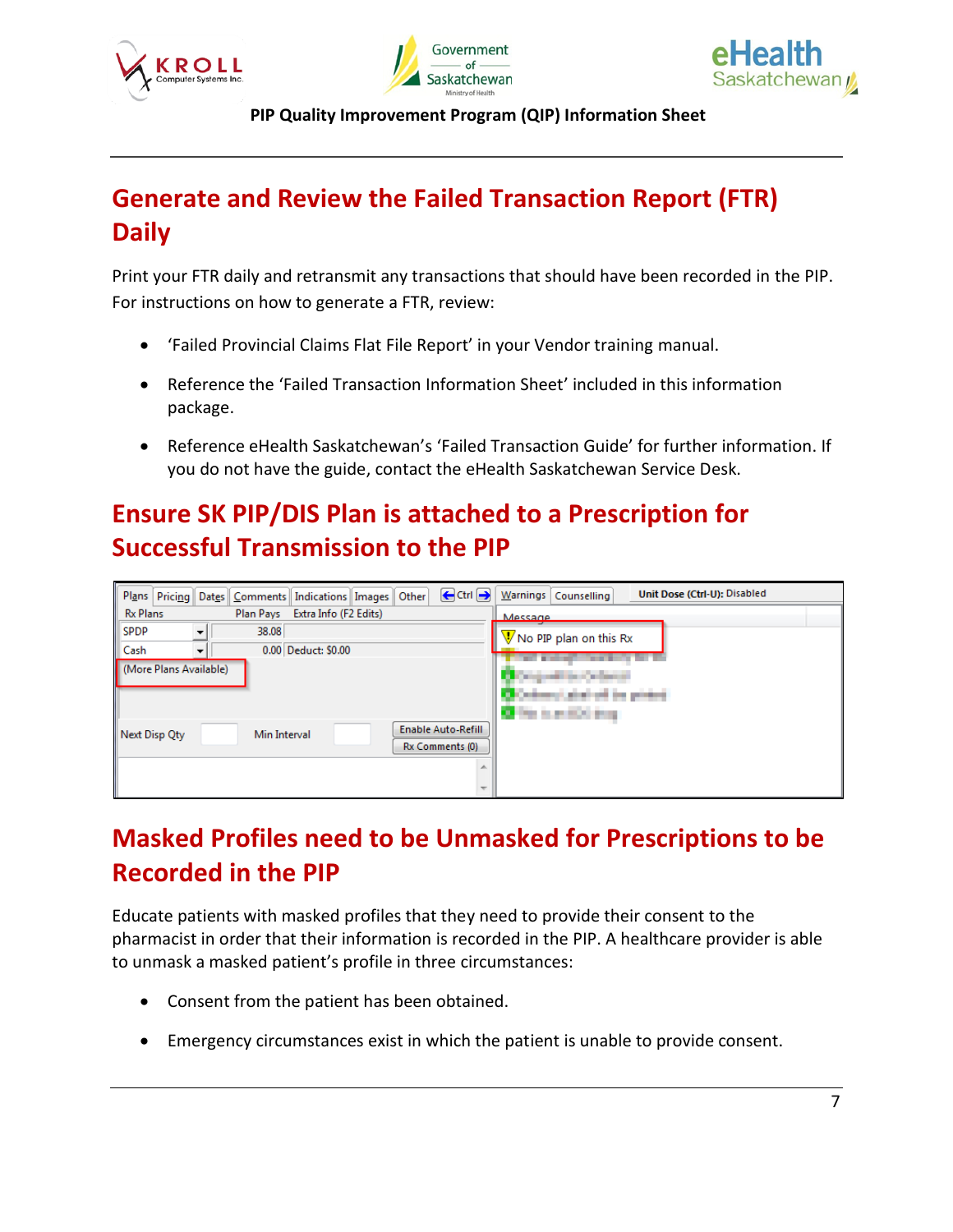## Generate and Review the Failed Transaction Report (FTR) Daily

Print your FTR daily and retransmit any transactions that should have been recorded in the PIP. For instructions on how to generate a FTR, review:

- 'Failed Provincial Claims Flat File Report' in your Vendor training manual.
- Reference the 'Failed Transaction Information Sheet' included in this information package.
- Reference eHealth Saskatchewan's 'Failed Transaction Guide' for further information. If you do not have the guide, contact the eHealth Saskatchewan Service Desk.

## Ensure SK PIP/DIS Plan is attached to a Prescription for Successful Transmission to the PIP

Plans | Pricing | Dates | Comments | Indications | Images | Other | Ctrl | Warnings | Counselling | Unit Dose (Ctrl-U): Disabled

| Rx Plans | Plan Pays | Extra Info (F2 Edits) |
|---|---|---|
| SPDP | 38.08 | |
| Cash | 0.00 | Deduct: $0.00 |
| (More Plans Available) | | |

Next Disp Qty | Min Interval | Enable Auto-Refill | Rx Comments (0)

Message

No PIP plan on this Rx

## Masked Profiles need to be Unmasked for Prescriptions to be Recorded in the PIP

Educate patients with masked profiles that they need to provide their consent to the pharmacist in order that their information is recorded in the PIP. A healthcare provider is able to unmask a masked patient's profile in three circumstances:

- Consent from the patient has been obtained.
- Emergency circumstances exist in which the patient is unable to provide consent.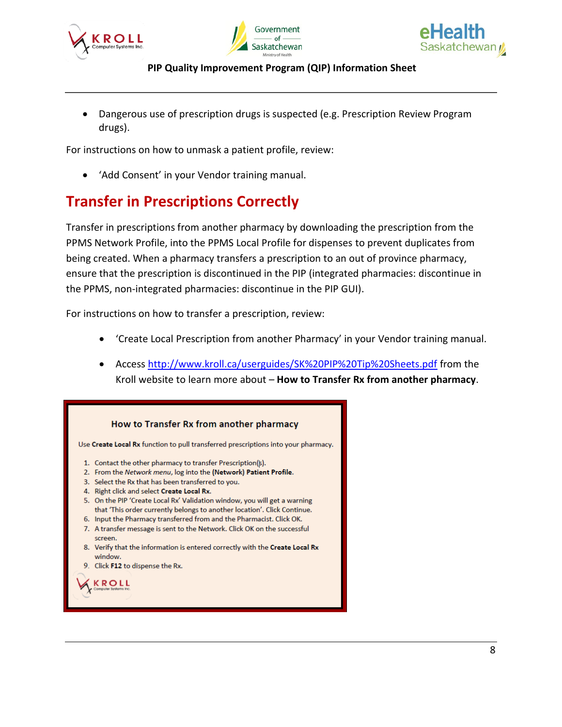- Dangerous use of prescription drugs is suspected (e.g. Prescription Review Program drugs).

For instructions on how to unmask a patient profile, review:

- 'Add Consent' in your Vendor training manual.

## Transfer in Prescriptions Correctly

Transfer in prescriptions from another pharmacy by downloading the prescription from the PPMS Network Profile, into the PPMS Local Profile for dispenses to prevent duplicates from being created. When a pharmacy transfers a prescription to an out of province pharmacy, ensure that the prescription is discontinued in the PIP (integrated pharmacies: discontinue in the PPMS, non-integrated pharmacies: discontinue in the PIP GUI).

For instructions on how to transfer a prescription, review:

- 'Create Local Prescription from another Pharmacy' in your Vendor training manual.
- Access http://www.kroll.ca/userguides/SK%20PIP%20Tip%20Sheets.pdf from the Kroll website to learn more about – **How to Transfer Rx from another pharmacy**.

### How to Transfer Rx from another pharmacy

Use **Create Local Rx** function to pull transferred prescriptions into your pharmacy.

1. Contact the other pharmacy to transfer Prescription(s).
2. From the *Network menu*, log into the **(Network) Patient Profile**.
3. Select the Rx that has been transferred to you.
4. Right click and select **Create Local Rx**.
5. On the PIP 'Create Local Rx' Validation window, you will get a warning that 'This order currently belongs to another location'. Click Continue.
6. Input the Pharmacy transferred from and the Pharmacist. Click OK.
7. A transfer message is sent to the Network. Click OK on the successful screen.
8. Verify that the information is entered correctly with the **Create Local Rx** window.
9. Click **F12** to dispense the Rx.